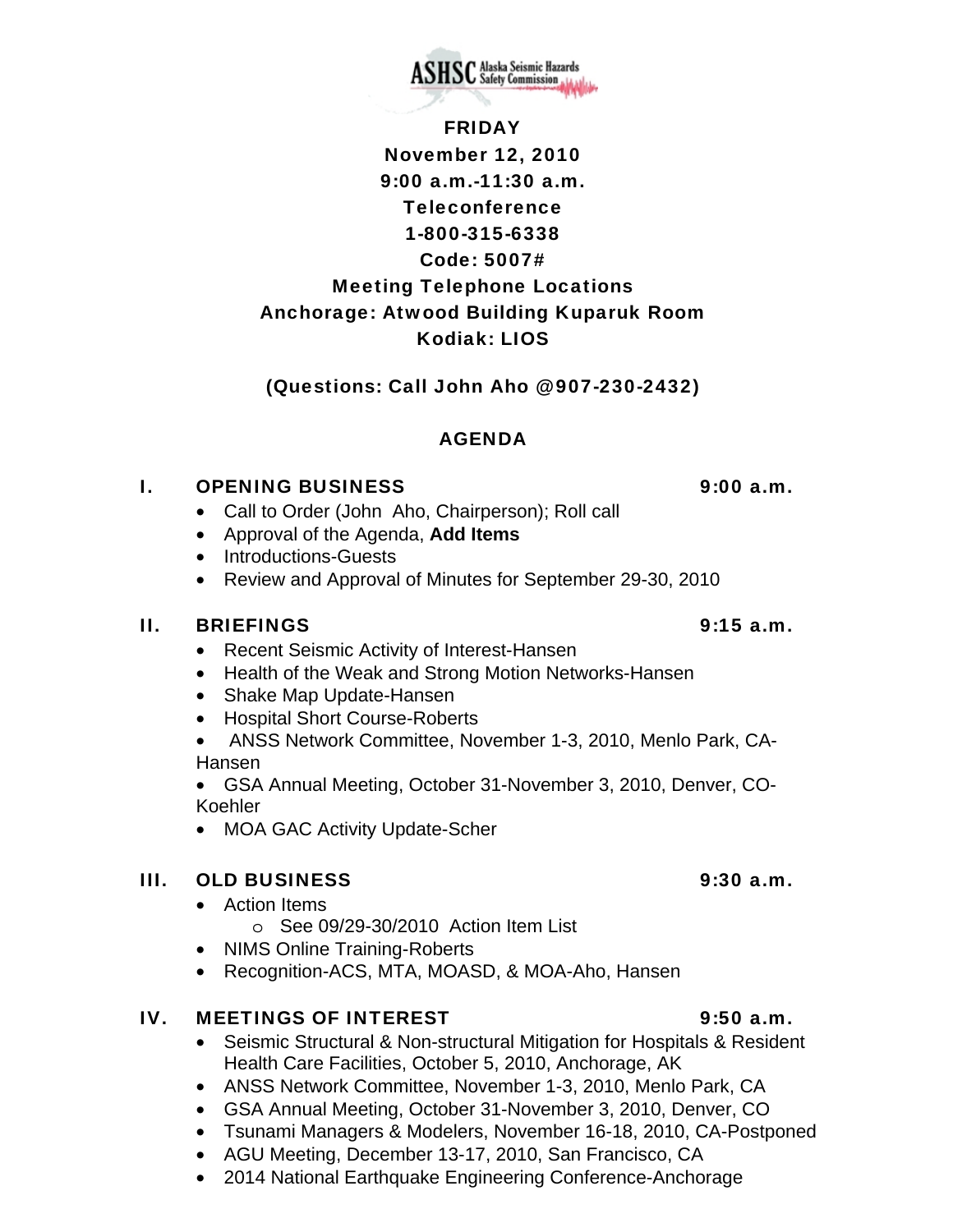ASHSC Alaska Seismic Hazards Safety Commission

**FRIDAY**
**November 12, 2010**
**9:00 a.m.-11:30 a.m.**
**Teleconference**
**1-800-315-6338**
**Code: 5007#**
**Meeting Telephone Locations**
**Anchorage: Atwood Building Kuparuk Room**
**Kodiak: LIOS**

**(Questions: Call John Aho @907-230-2432)**

## AGENDA

### I. OPENING BUSINESS — 9:00 a.m.

- Call to Order (John Aho, Chairperson); Roll call
- Approval of the Agenda, **Add Items**
- Introductions-Guests
- Review and Approval of Minutes for September 29-30, 2010

### II. BRIEFINGS — 9:15 a.m.

- Recent Seismic Activity of Interest-Hansen
- Health of the Weak and Strong Motion Networks-Hansen
- Shake Map Update-Hansen
- Hospital Short Course-Roberts
- ANSS Network Committee, November 1-3, 2010, Menlo Park, CA-Hansen
- GSA Annual Meeting, October 31-November 3, 2010, Denver, CO-Koehler
- MOA GAC Activity Update-Scher

### III. OLD BUSINESS — 9:30 a.m.

- Action Items
  - See 09/29-30/2010 Action Item List
- NIMS Online Training-Roberts
- Recognition-ACS, MTA, MOASD, & MOA-Aho, Hansen

### IV. MEETINGS OF INTEREST — 9:50 a.m.

- Seismic Structural & Non-structural Mitigation for Hospitals & Resident Health Care Facilities, October 5, 2010, Anchorage, AK
- ANSS Network Committee, November 1-3, 2010, Menlo Park, CA
- GSA Annual Meeting, October 31-November 3, 2010, Denver, CO
- Tsunami Managers & Modelers, November 16-18, 2010, CA-Postponed
- AGU Meeting, December 13-17, 2010, San Francisco, CA
- 2014 National Earthquake Engineering Conference-Anchorage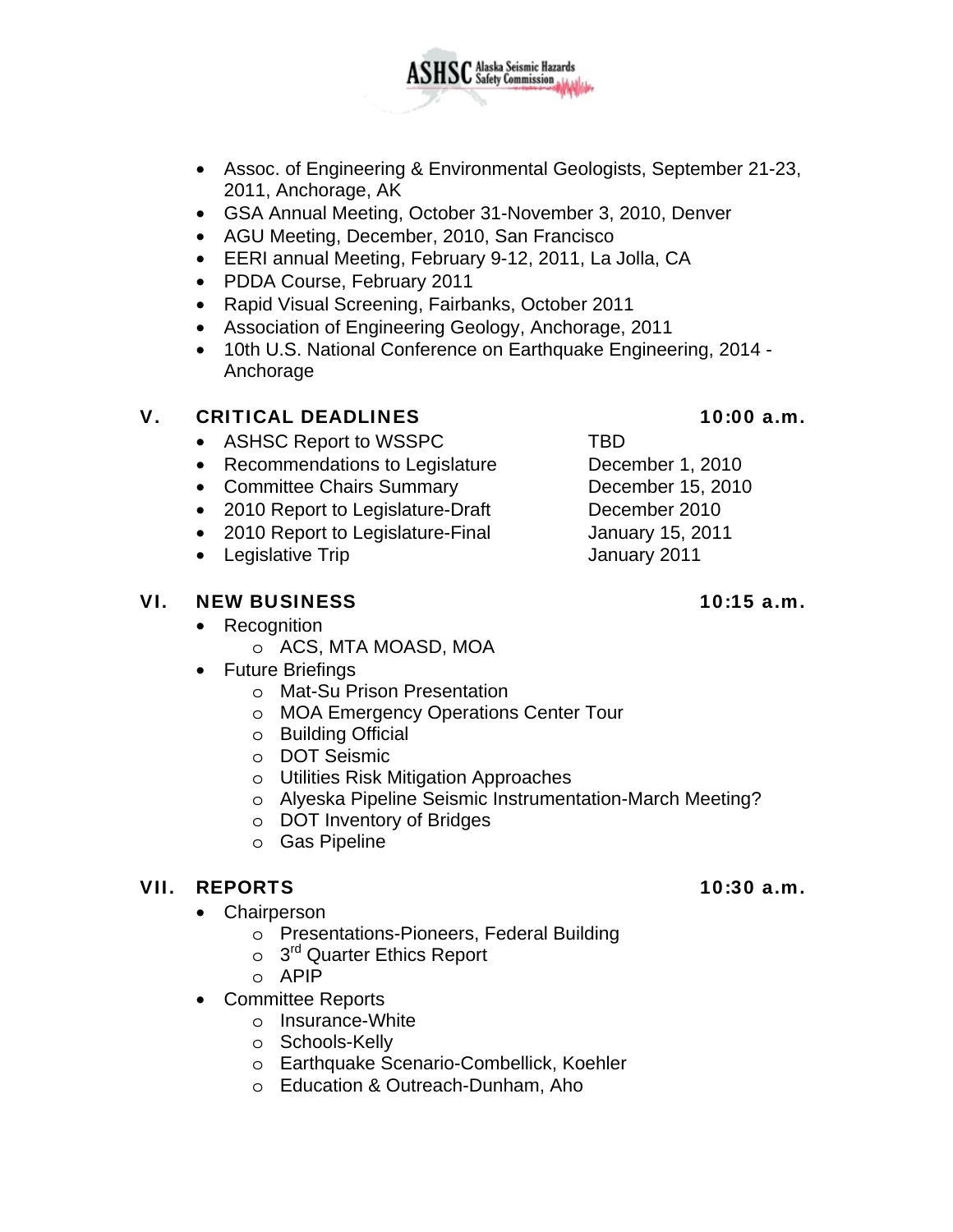- Assoc. of Engineering & Environmental Geologists, September 21-23, 2011, Anchorage, AK
- GSA Annual Meeting, October 31-November 3, 2010, Denver
- AGU Meeting, December, 2010, San Francisco
- EERI annual Meeting, February 9-12, 2011, La Jolla, CA
- PDDA Course, February 2011
- Rapid Visual Screening, Fairbanks, October 2011
- Association of Engineering Geology, Anchorage, 2011
- 10th U.S. National Conference on Earthquake Engineering, 2014 - Anchorage

## V. CRITICAL DEADLINES — 10:00 a.m.

- ASHSC Report to WSSPC — TBD
- Recommendations to Legislature — December 1, 2010
- Committee Chairs Summary — December 15, 2010
- 2010 Report to Legislature-Draft — December 2010
- 2010 Report to Legislature-Final — January 15, 2011
- Legislative Trip — January 2011

## VI. NEW BUSINESS — 10:15 a.m.

- Recognition
  - ACS, MTA MOASD, MOA
- Future Briefings
  - Mat-Su Prison Presentation
  - MOA Emergency Operations Center Tour
  - Building Official
  - DOT Seismic
  - Utilities Risk Mitigation Approaches
  - Alyeska Pipeline Seismic Instrumentation-March Meeting?
  - DOT Inventory of Bridges
  - Gas Pipeline

## VII. REPORTS — 10:30 a.m.

- Chairperson
  - Presentations-Pioneers, Federal Building
  - 3rd Quarter Ethics Report
  - APIP
- Committee Reports
  - Insurance-White
  - Schools-Kelly
  - Earthquake Scenario-Combellick, Koehler
  - Education & Outreach-Dunham, Aho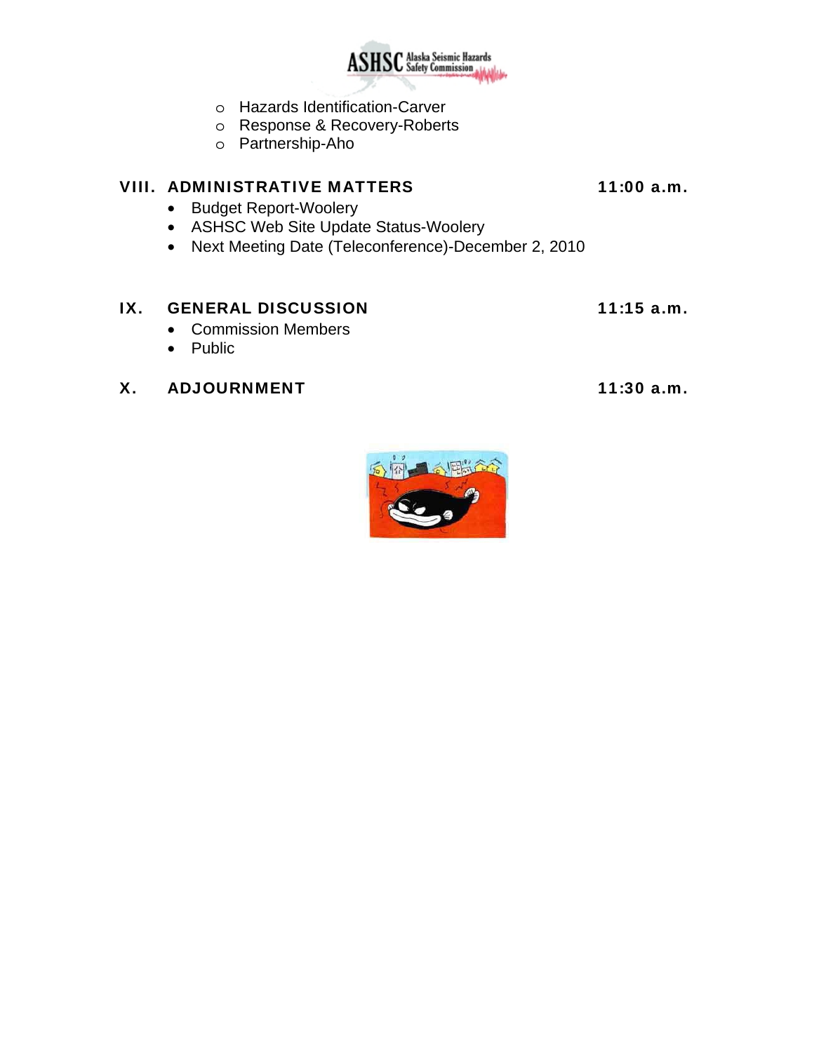- Hazards Identification-Carver
- Response & Recovery-Roberts
- Partnership-Aho

## VIII. ADMINISTRATIVE MATTERS — 11:00 a.m.

- Budget Report-Woolery
- ASHSC Web Site Update Status-Woolery
- Next Meeting Date (Teleconference)-December 2, 2010

## IX. GENERAL DISCUSSION — 11:15 a.m.

- Commission Members
- Public

## X. ADJOURNMENT — 11:30 a.m.